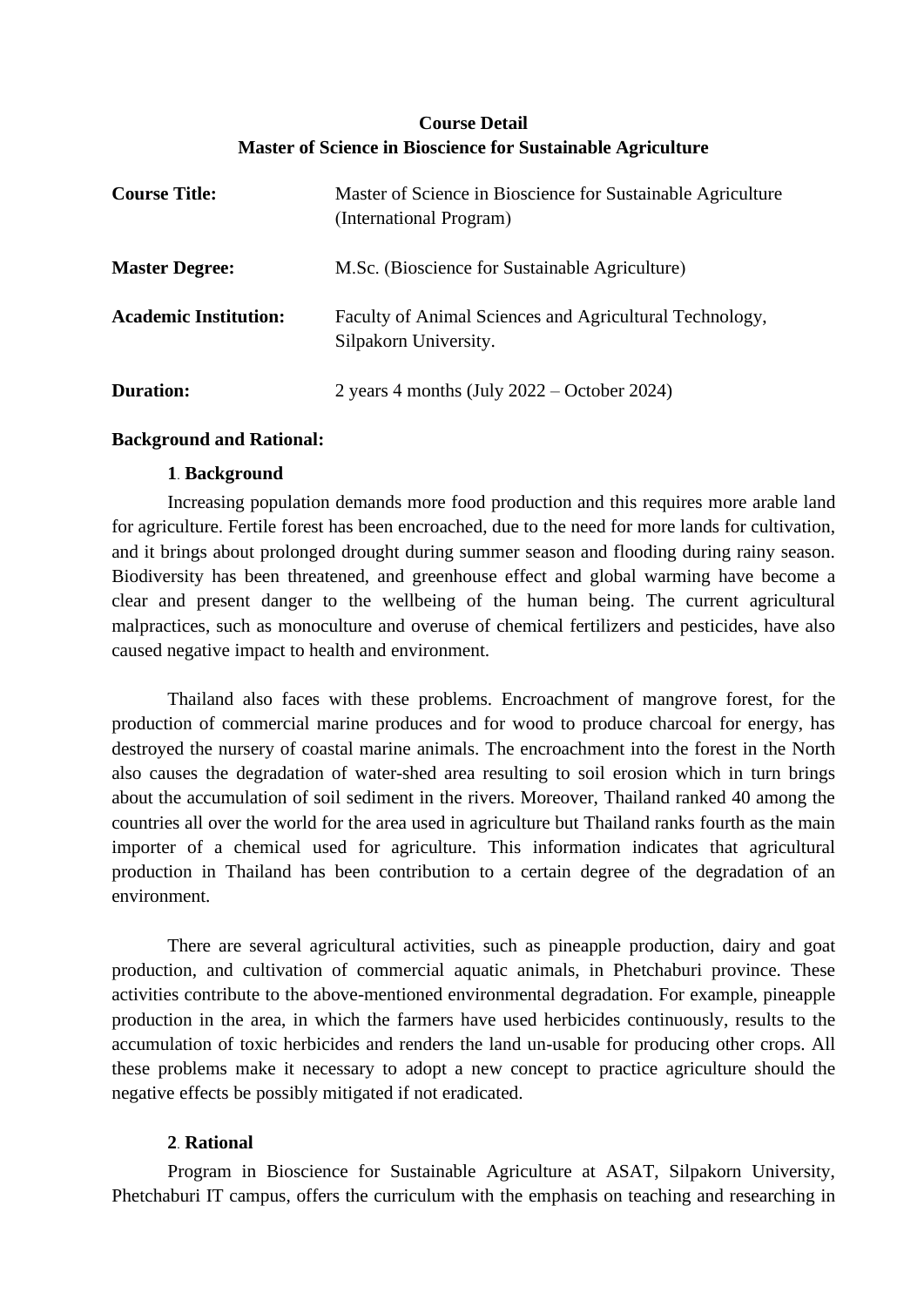# Course Detail
# Master of Science in Bioscience for Sustainable Agriculture

| | |
|---|---|
| **Course Title:** | Master of Science in Bioscience for Sustainable Agriculture (International Program) |
| **Master Degree:** | M.Sc. (Bioscience for Sustainable Agriculture) |
| **Academic Institution:** | Faculty of Animal Sciences and Agricultural Technology, Silpakorn University. |
| **Duration:** | 2 years 4 months (July 2022 – October 2024) |

**Background and Rational:**

**1. Background**

Increasing population demands more food production and this requires more arable land for agriculture. Fertile forest has been encroached, due to the need for more lands for cultivation, and it brings about prolonged drought during summer season and flooding during rainy season. Biodiversity has been threatened, and greenhouse effect and global warming have become a clear and present danger to the wellbeing of the human being. The current agricultural malpractices, such as monoculture and overuse of chemical fertilizers and pesticides, have also caused negative impact to health and environment.

Thailand also faces with these problems. Encroachment of mangrove forest, for the production of commercial marine produces and for wood to produce charcoal for energy, has destroyed the nursery of coastal marine animals. The encroachment into the forest in the North also causes the degradation of water-shed area resulting to soil erosion which in turn brings about the accumulation of soil sediment in the rivers. Moreover, Thailand ranked 40 among the countries all over the world for the area used in agriculture but Thailand ranks fourth as the main importer of a chemical used for agriculture. This information indicates that agricultural production in Thailand has been contribution to a certain degree of the degradation of an environment.

There are several agricultural activities, such as pineapple production, dairy and goat production, and cultivation of commercial aquatic animals, in Phetchaburi province. These activities contribute to the above-mentioned environmental degradation. For example, pineapple production in the area, in which the farmers have used herbicides continuously, results to the accumulation of toxic herbicides and renders the land un-usable for producing other crops. All these problems make it necessary to adopt a new concept to practice agriculture should the negative effects be possibly mitigated if not eradicated.

**2. Rational**

Program in Bioscience for Sustainable Agriculture at ASAT, Silpakorn University, Phetchaburi IT campus, offers the curriculum with the emphasis on teaching and researching in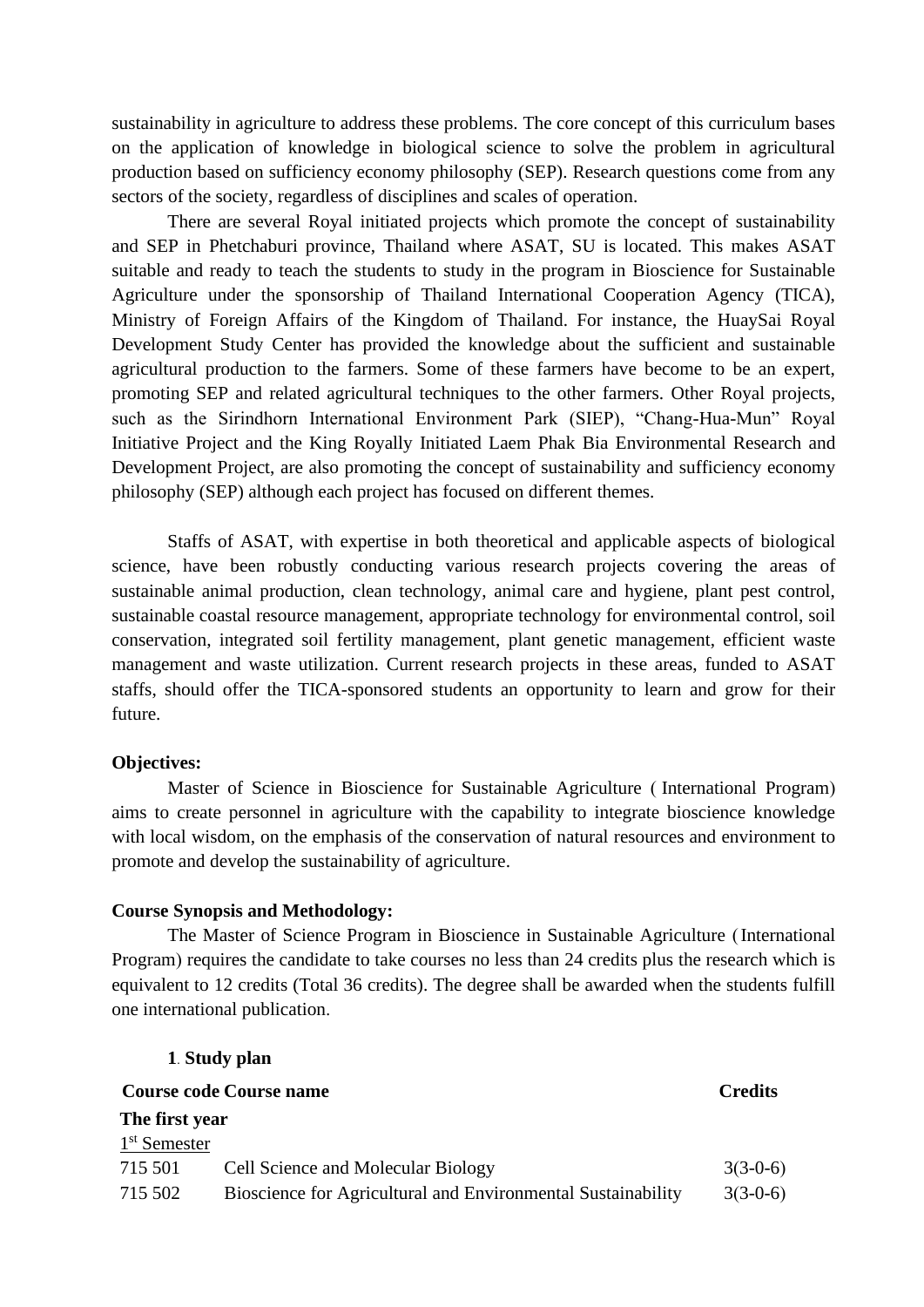sustainability in agriculture to address these problems. The core concept of this curriculum bases on the application of knowledge in biological science to solve the problem in agricultural production based on sufficiency economy philosophy (SEP). Research questions come from any sectors of the society, regardless of disciplines and scales of operation.

There are several Royal initiated projects which promote the concept of sustainability and SEP in Phetchaburi province, Thailand where ASAT, SU is located. This makes ASAT suitable and ready to teach the students to study in the program in Bioscience for Sustainable Agriculture under the sponsorship of Thailand International Cooperation Agency (TICA), Ministry of Foreign Affairs of the Kingdom of Thailand. For instance, the HuaySai Royal Development Study Center has provided the knowledge about the sufficient and sustainable agricultural production to the farmers. Some of these farmers have become to be an expert, promoting SEP and related agricultural techniques to the other farmers. Other Royal projects, such as the Sirindhorn International Environment Park (SIEP), "Chang-Hua-Mun" Royal Initiative Project and the King Royally Initiated Laem Phak Bia Environmental Research and Development Project, are also promoting the concept of sustainability and sufficiency economy philosophy (SEP) although each project has focused on different themes.

Staffs of ASAT, with expertise in both theoretical and applicable aspects of biological science, have been robustly conducting various research projects covering the areas of sustainable animal production, clean technology, animal care and hygiene, plant pest control, sustainable coastal resource management, appropriate technology for environmental control, soil conservation, integrated soil fertility management, plant genetic management, efficient waste management and waste utilization. Current research projects in these areas, funded to ASAT staffs, should offer the TICA-sponsored students an opportunity to learn and grow for their future.

**Objectives:**

Master of Science in Bioscience for Sustainable Agriculture (International Program) aims to create personnel in agriculture with the capability to integrate bioscience knowledge with local wisdom, on the emphasis of the conservation of natural resources and environment to promote and develop the sustainability of agriculture.

**Course Synopsis and Methodology:**

The Master of Science Program in Bioscience in Sustainable Agriculture (International Program) requires the candidate to take courses no less than 24 credits plus the research which is equivalent to 12 credits (Total 36 credits). The degree shall be awarded when the students fulfill one international publication.

**1. Study plan**

| Course code | Course name | Credits |
|---|---|---|
| **The first year** | | |
| 1st Semester | | |
| 715 501 | Cell Science and Molecular Biology | 3(3-0-6) |
| 715 502 | Bioscience for Agricultural and Environmental Sustainability | 3(3-0-6) |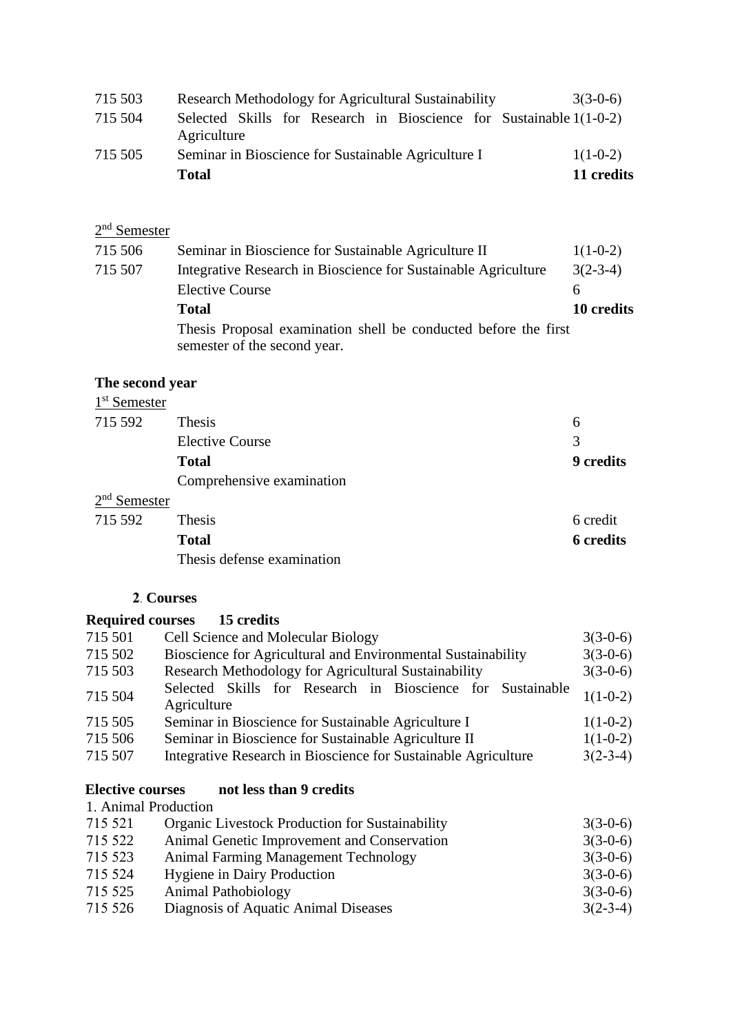| | | |
|---|---|---|
| 715 503 | Research Methodology for Agricultural Sustainability | 3(3-0-6) |
| 715 504 | Selected Skills for Research in Bioscience for Sustainable Agriculture | 1(1-0-2) |
| 715 505 | Seminar in Bioscience for Sustainable Agriculture I | 1(1-0-2) |
| | **Total** | **11 credits** |

2nd Semester

| | | |
|---|---|---|
| 715 506 | Seminar in Bioscience for Sustainable Agriculture II | 1(1-0-2) |
| 715 507 | Integrative Research in Bioscience for Sustainable Agriculture | 3(2-3-4) |
| | Elective Course | 6 |
| | **Total** | **10 credits** |
| | Thesis Proposal examination shell be conducted before the first semester of the second year. | |

**The second year**

1st Semester

| | | |
|---|---|---|
| 715 592 | Thesis | 6 |
| | Elective Course | 3 |
| | **Total** | **9 credits** |
| | Comprehensive examination | |

2nd Semester

| | | |
|---|---|---|
| 715 592 | Thesis | 6 credit |
| | **Total** | **6 credits** |
| | Thesis defense examination | |

**2. Courses**

**Required courses 15 credits**

| | | |
|---|---|---|
| 715 501 | Cell Science and Molecular Biology | 3(3-0-6) |
| 715 502 | Bioscience for Agricultural and Environmental Sustainability | 3(3-0-6) |
| 715 503 | Research Methodology for Agricultural Sustainability | 3(3-0-6) |
| 715 504 | Selected Skills for Research in Bioscience for Sustainable Agriculture | 1(1-0-2) |
| 715 505 | Seminar in Bioscience for Sustainable Agriculture I | 1(1-0-2) |
| 715 506 | Seminar in Bioscience for Sustainable Agriculture II | 1(1-0-2) |
| 715 507 | Integrative Research in Bioscience for Sustainable Agriculture | 3(2-3-4) |

**Elective courses not less than 9 credits**

1. Animal Production

| | | |
|---|---|---|
| 715 521 | Organic Livestock Production for Sustainability | 3(3-0-6) |
| 715 522 | Animal Genetic Improvement and Conservation | 3(3-0-6) |
| 715 523 | Animal Farming Management Technology | 3(3-0-6) |
| 715 524 | Hygiene in Dairy Production | 3(3-0-6) |
| 715 525 | Animal Pathobiology | 3(3-0-6) |
| 715 526 | Diagnosis of Aquatic Animal Diseases | 3(2-3-4) |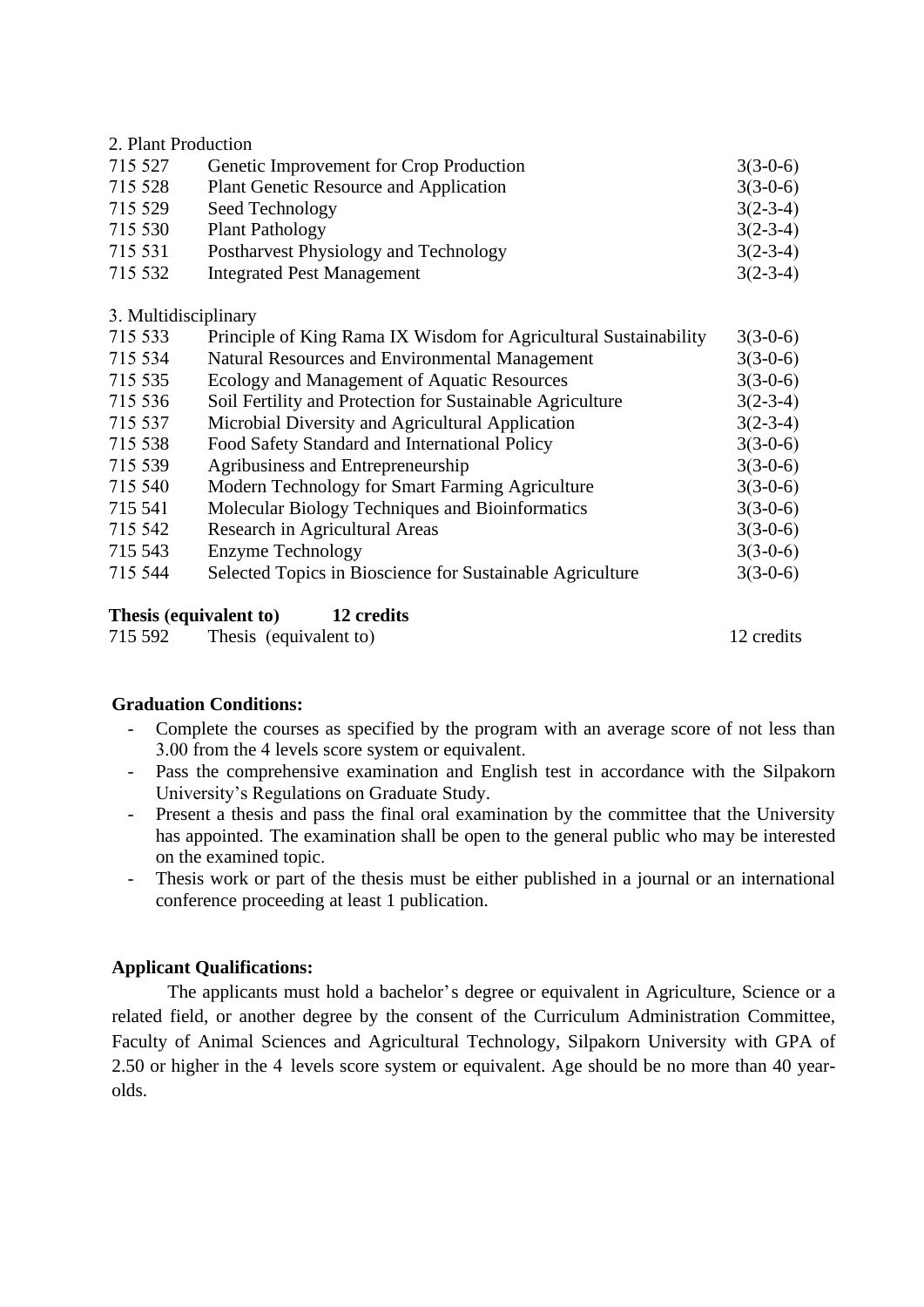2. Plant Production

| | | |
|---|---|---|
| 715 527 | Genetic Improvement for Crop Production | 3(3-0-6) |
| 715 528 | Plant Genetic Resource and Application | 3(3-0-6) |
| 715 529 | Seed Technology | 3(2-3-4) |
| 715 530 | Plant Pathology | 3(2-3-4) |
| 715 531 | Postharvest Physiology and Technology | 3(2-3-4) |
| 715 532 | Integrated Pest Management | 3(2-3-4) |

3. Multidisciplinary

| | | |
|---|---|---|
| 715 533 | Principle of King Rama IX Wisdom for Agricultural Sustainability | 3(3-0-6) |
| 715 534 | Natural Resources and Environmental Management | 3(3-0-6) |
| 715 535 | Ecology and Management of Aquatic Resources | 3(3-0-6) |
| 715 536 | Soil Fertility and Protection for Sustainable Agriculture | 3(2-3-4) |
| 715 537 | Microbial Diversity and Agricultural Application | 3(2-3-4) |
| 715 538 | Food Safety Standard and International Policy | 3(3-0-6) |
| 715 539 | Agribusiness and Entrepreneurship | 3(3-0-6) |
| 715 540 | Modern Technology for Smart Farming Agriculture | 3(3-0-6) |
| 715 541 | Molecular Biology Techniques and Bioinformatics | 3(3-0-6) |
| 715 542 | Research in Agricultural Areas | 3(3-0-6) |
| 715 543 | Enzyme Technology | 3(3-0-6) |
| 715 544 | Selected Topics in Bioscience for Sustainable Agriculture | 3(3-0-6) |

**Thesis (equivalent to) 12 credits**

| | | |
|---|---|---|
| 715 592 | Thesis (equivalent to) | 12 credits |

**Graduation Conditions:**

- Complete the courses as specified by the program with an average score of not less than 3.00 from the 4 levels score system or equivalent.
- Pass the comprehensive examination and English test in accordance with the Silpakorn University's Regulations on Graduate Study.
- Present a thesis and pass the final oral examination by the committee that the University has appointed. The examination shall be open to the general public who may be interested on the examined topic.
- Thesis work or part of the thesis must be either published in a journal or an international conference proceeding at least 1 publication.

**Applicant Qualifications:**

The applicants must hold a bachelor's degree or equivalent in Agriculture, Science or a related field, or another degree by the consent of the Curriculum Administration Committee, Faculty of Animal Sciences and Agricultural Technology, Silpakorn University with GPA of 2.50 or higher in the 4 levels score system or equivalent. Age should be no more than 40 year-olds.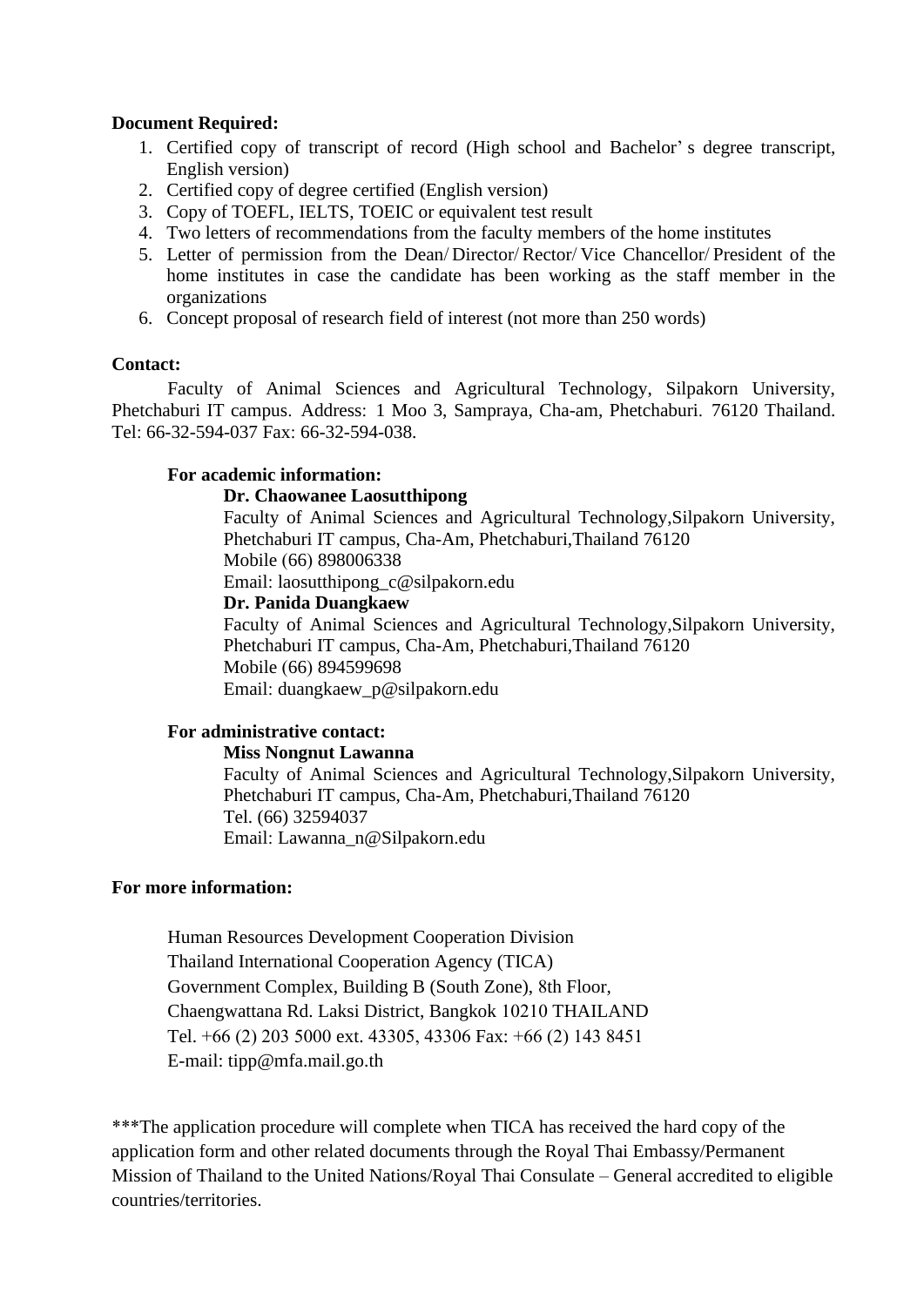**Document Required:**

1. Certified copy of transcript of record (High school and Bachelor' s degree transcript, English version)
2. Certified copy of degree certified (English version)
3. Copy of TOEFL, IELTS, TOEIC or equivalent test result
4. Two letters of recommendations from the faculty members of the home institutes
5. Letter of permission from the Dean/ Director/ Rector/ Vice Chancellor/ President of the home institutes in case the candidate has been working as the staff member in the organizations
6. Concept proposal of research field of interest (not more than 250 words)

**Contact:**

Faculty of Animal Sciences and Agricultural Technology, Silpakorn University, Phetchaburi IT campus. Address: 1 Moo 3, Sampraya, Cha-am, Phetchaburi. 76120 Thailand. Tel: 66-32-594-037 Fax: 66-32-594-038.

**For academic information:**

**Dr. Chaowanee Laosutthipong**
Faculty of Animal Sciences and Agricultural Technology,Silpakorn University, Phetchaburi IT campus, Cha-Am, Phetchaburi,Thailand 76120
Mobile (66) 898006338
Email: laosutthipong_c@silpakorn.edu

**Dr. Panida Duangkaew**
Faculty of Animal Sciences and Agricultural Technology,Silpakorn University, Phetchaburi IT campus, Cha-Am, Phetchaburi,Thailand 76120
Mobile (66) 894599698
Email: duangkaew_p@silpakorn.edu

**For administrative contact:**

**Miss Nongnut Lawanna**
Faculty of Animal Sciences and Agricultural Technology,Silpakorn University, Phetchaburi IT campus, Cha-Am, Phetchaburi,Thailand 76120
Tel. (66) 32594037
Email: Lawanna_n@Silpakorn.edu

**For more information:**

Human Resources Development Cooperation Division
Thailand International Cooperation Agency (TICA)
Government Complex, Building B (South Zone), 8th Floor,
Chaengwattana Rd. Laksi District, Bangkok 10210 THAILAND
Tel. +66 (2) 203 5000 ext. 43305, 43306 Fax: +66 (2) 143 8451
E-mail: tipp@mfa.mail.go.th

***The application procedure will complete when TICA has received the hard copy of the application form and other related documents through the Royal Thai Embassy/Permanent Mission of Thailand to the United Nations/Royal Thai Consulate – General accredited to eligible countries/territories.